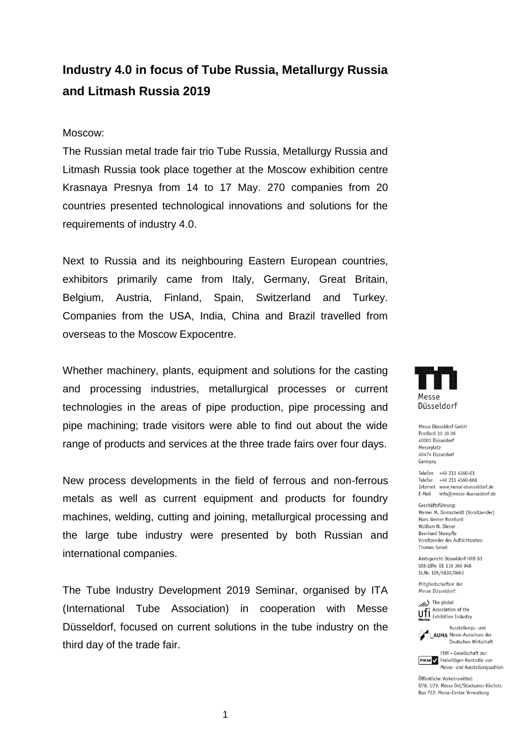# Industry 4.0 in focus of Tube Russia, Metallurgy Russia and Litmash Russia 2019

Moscow:

The Russian metal trade fair trio Tube Russia, Metallurgy Russia and Litmash Russia took place together at the Moscow exhibition centre Krasnaya Presnya from 14 to 17 May. 270 companies from 20 countries presented technological innovations and solutions for the requirements of industry 4.0.

Next to Russia and its neighbouring Eastern European countries, exhibitors primarily came from Italy, Germany, Great Britain, Belgium, Austria, Finland, Spain, Switzerland and Turkey. Companies from the USA, India, China and Brazil travelled from overseas to the Moscow Expocentre.

Whether machinery, plants, equipment and solutions for the casting and processing industries, metallurgical processes or current technologies in the areas of pipe production, pipe processing and pipe machining; trade visitors were able to find out about the wide range of products and services at the three trade fairs over four days.

New process developments in the field of ferrous and non-ferrous metals as well as current equipment and products for foundry machines, welding, cutting and joining, metallurgical processing and the large tube industry were presented by both Russian and international companies.

The Tube Industry Development 2019 Seminar, organised by ITA (International Tube Association) in cooperation with Messe Düsseldorf, focused on current solutions in the tube industry on the third day of the trade fair.

Messe Düsseldorf

Messe Düsseldorf GmbH
Postfach 10 10 06
40001 Düsseldorf
Messeplatz
40474 Düsseldorf
Germany

Telefon +49 211 4560-01
Telefax +49 211 4560-668
Internet www.messe-duesseldorf.de
E-Mail info@messe-duesseldorf.de

Geschäftsführung:
Werner M. Dornscheidt (Vorsitzender)
Hans Werner Reinhard
Wolfram N. Diener
Bernhard Stempfle
Vorsitzender des Aufsichtsrates:
Thomas Geisel

Amtsgericht Düsseldorf HRB 63
USt-IdNr. DE 119 360 948
St.Nr. 105/5830/0663

Mitgliedschaften der
Messe Düsseldorf:

UFI – The global Association of the Exhibition Industry

AUMA – Ausstellungs- und Messe-Ausschuss der Deutschen Wirtschaft

FKM – Gesellschaft zur Freiwilligen Kontrolle von Messe- und Ausstellungszahlen

Öffentliche Verkehrsmittel:
U78, U79: Messe Ost/Stockumer Kirchstr.
Bus 722: Messe-Center Verwaltung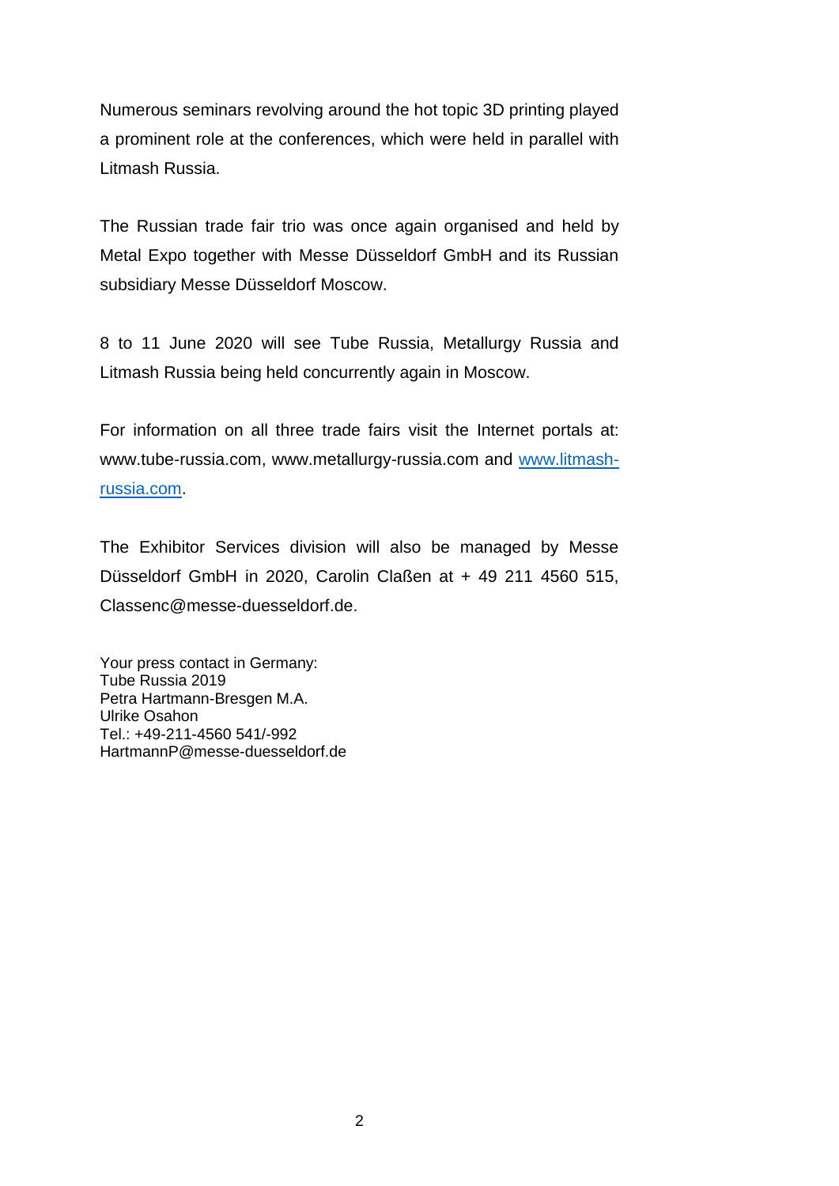Numerous seminars revolving around the hot topic 3D printing played a prominent role at the conferences, which were held in parallel with Litmash Russia.

The Russian trade fair trio was once again organised and held by Metal Expo together with Messe Düsseldorf GmbH and its Russian subsidiary Messe Düsseldorf Moscow.

8 to 11 June 2020 will see Tube Russia, Metallurgy Russia and Litmash Russia being held concurrently again in Moscow.

For information on all three trade fairs visit the Internet portals at: www.tube-russia.com, www.metallurgy-russia.com and [www.litmash-russia.com](http://www.litmash-russia.com).

The Exhibitor Services division will also be managed by Messe Düsseldorf GmbH in 2020, Carolin Claßen at + 49 211 4560 515, Classenc@messe-duesseldorf.de.

Your press contact in Germany:
Tube Russia 2019
Petra Hartmann-Bresgen M.A.
Ulrike Osahon
Tel.: +49-211-4560 541/-992
HartmannP@messe-duesseldorf.de